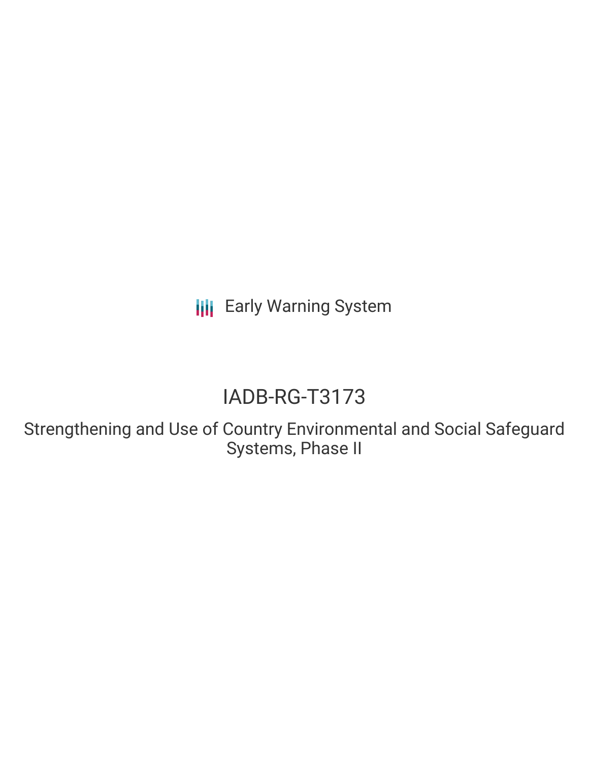Early Warning System

# IADB-RG-T3173

## Strengthening and Use of Country Environmental and Social Safeguard Systems, Phase II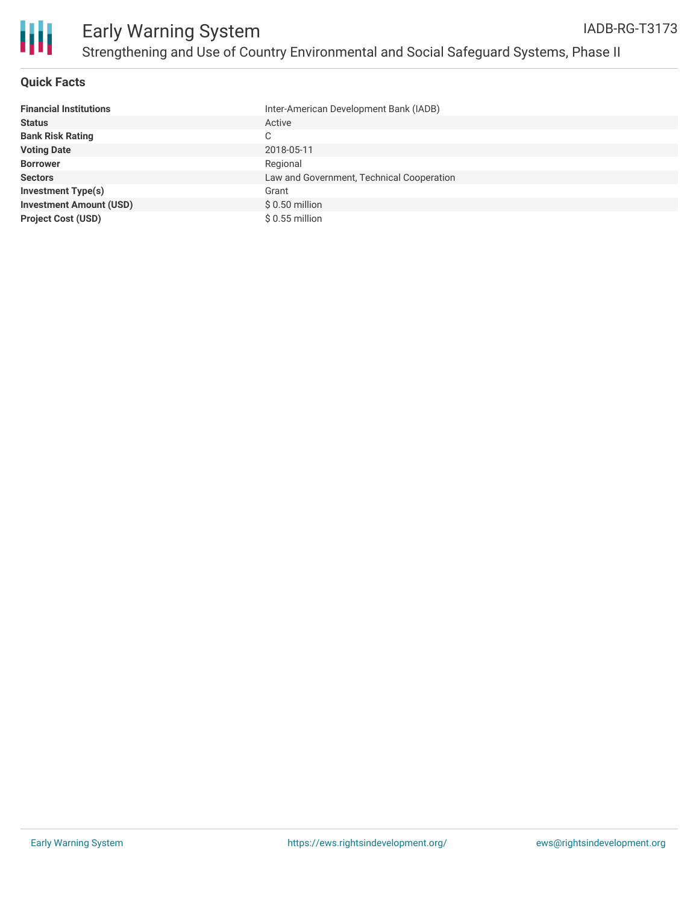# Early Warning System

## Strengthening and Use of Country Environmental and Social Safeguard Systems, Phase II

IADB-RG-T3173

### Quick Facts

| | |
|---|---|
| **Financial Institutions** | Inter-American Development Bank (IADB) |
| **Status** | Active |
| **Bank Risk Rating** | C |
| **Voting Date** | 2018-05-11 |
| **Borrower** | Regional |
| **Sectors** | Law and Government, Technical Cooperation |
| **Investment Type(s)** | Grant |
| **Investment Amount (USD)** | $ 0.50 million |
| **Project Cost (USD)** | $ 0.55 million |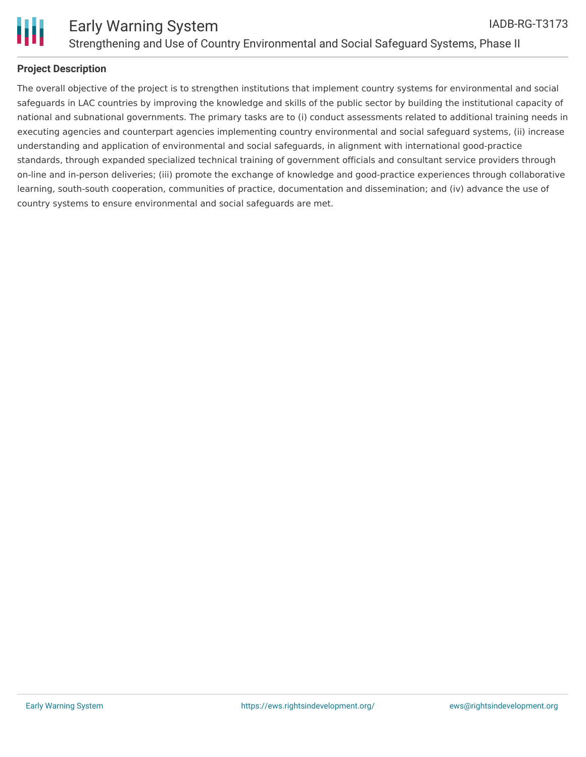## Project Description

The overall objective of the project is to strengthen institutions that implement country systems for environmental and social safeguards in LAC countries by improving the knowledge and skills of the public sector by building the institutional capacity of national and subnational governments. The primary tasks are to (i) conduct assessments related to additional training needs in executing agencies and counterpart agencies implementing country environmental and social safeguard systems, (ii) increase understanding and application of environmental and social safeguards, in alignment with international good-practice standards, through expanded specialized technical training of government officials and consultant service providers through on-line and in-person deliveries; (iii) promote the exchange of knowledge and good-practice experiences through collaborative learning, south-south cooperation, communities of practice, documentation and dissemination; and (iv) advance the use of country systems to ensure environmental and social safeguards are met.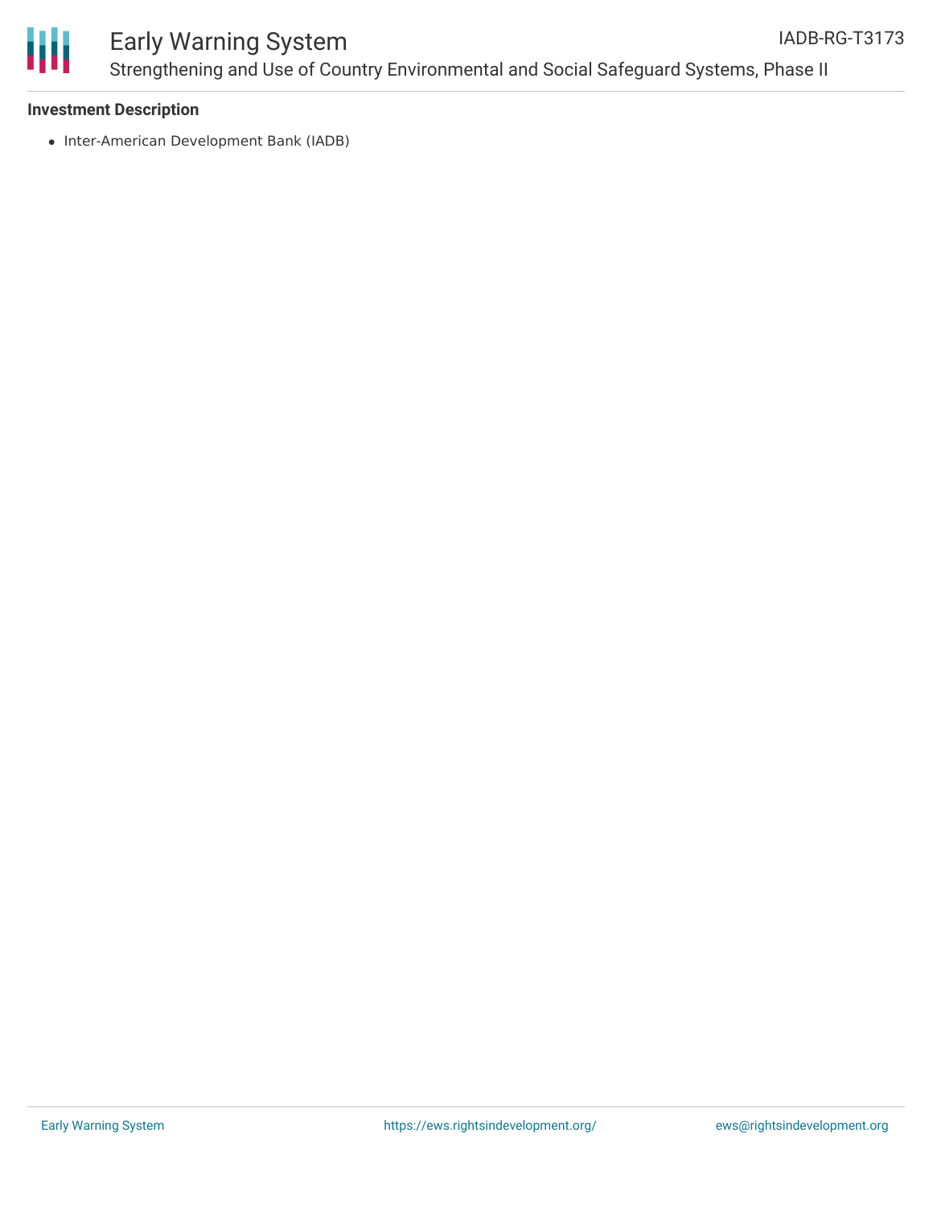### Investment Description

- Inter-American Development Bank (IADB)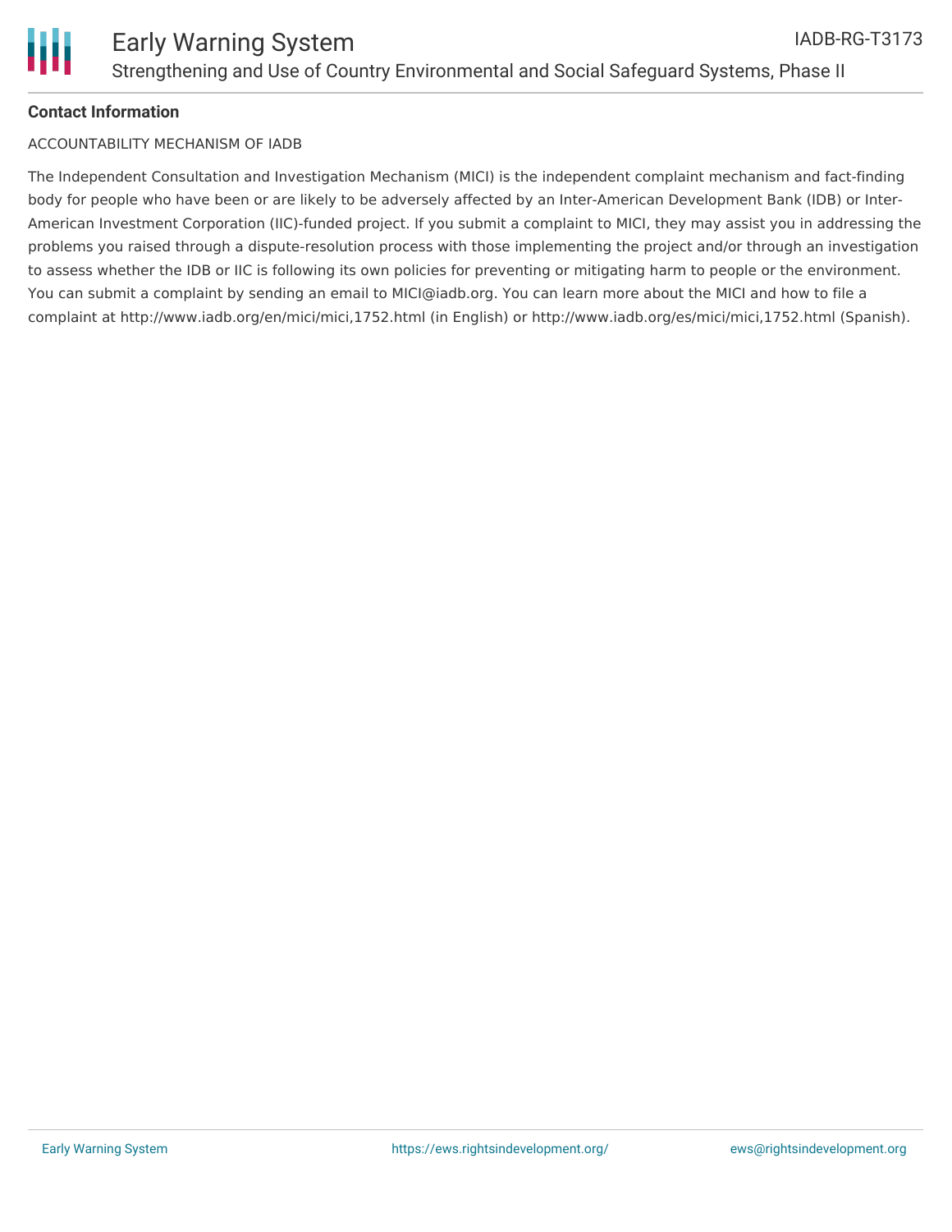**Contact Information**

ACCOUNTABILITY MECHANISM OF IADB

The Independent Consultation and Investigation Mechanism (MICI) is the independent complaint mechanism and fact-finding body for people who have been or are likely to be adversely affected by an Inter-American Development Bank (IDB) or Inter-American Investment Corporation (IIC)-funded project. If you submit a complaint to MICI, they may assist you in addressing the problems you raised through a dispute-resolution process with those implementing the project and/or through an investigation to assess whether the IDB or IIC is following its own policies for preventing or mitigating harm to people or the environment. You can submit a complaint by sending an email to MICI@iadb.org. You can learn more about the MICI and how to file a complaint at http://www.iadb.org/en/mici/mici,1752.html (in English) or http://www.iadb.org/es/mici/mici,1752.html (Spanish).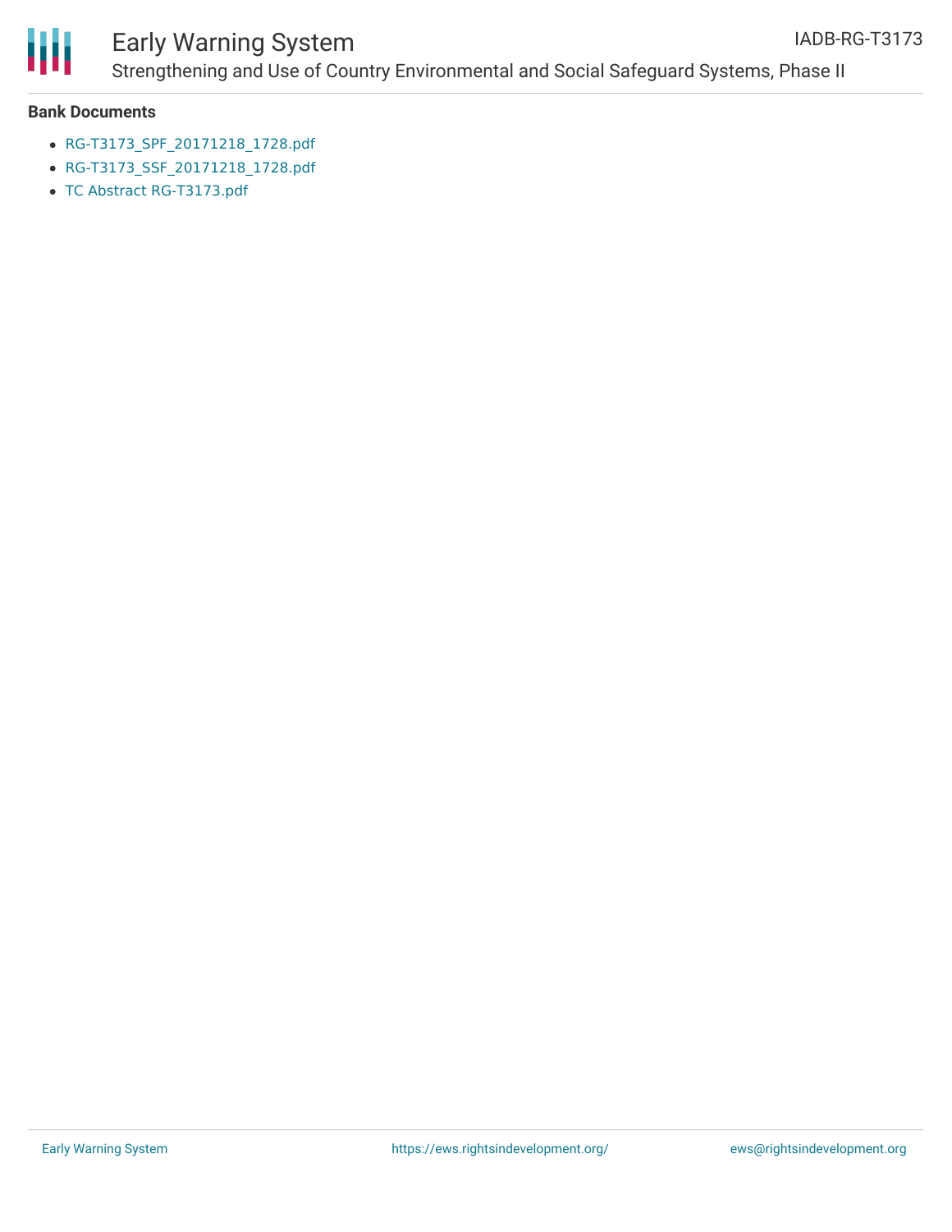**Bank Documents**

- RG-T3173_SPF_20171218_1728.pdf
- RG-T3173_SSF_20171218_1728.pdf
- TC Abstract RG-T3173.pdf